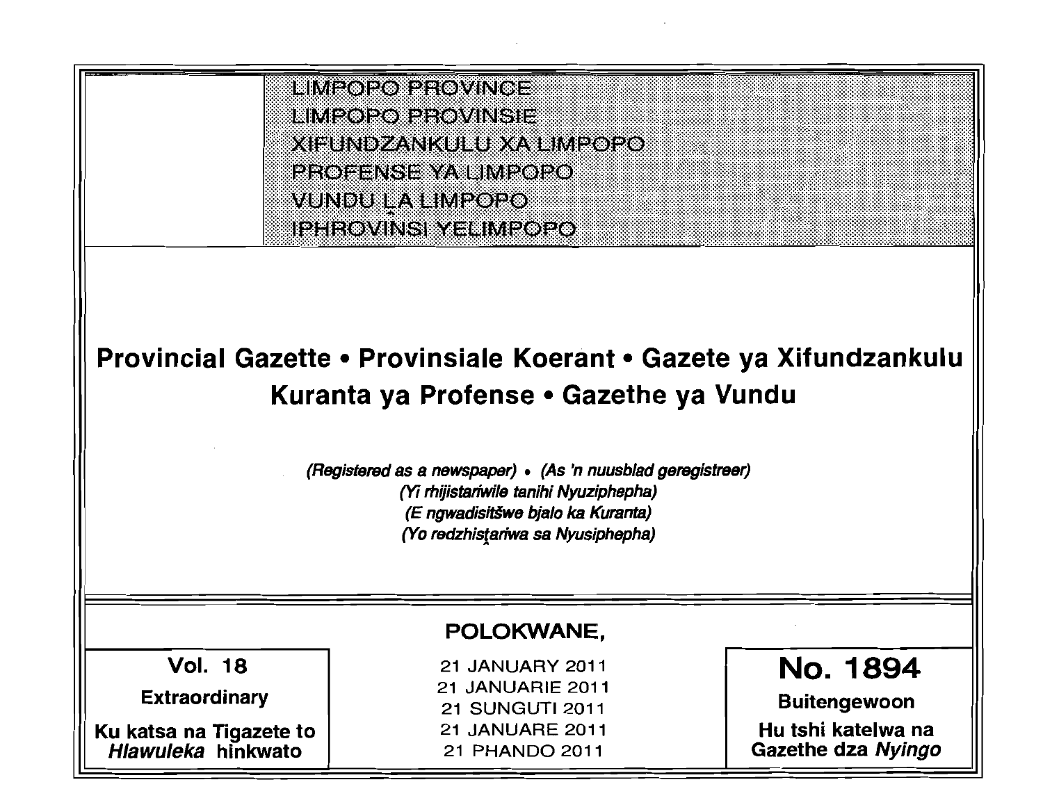LIMPOPO PROVINCE
LIMPOPO PROVINSIE
XIFUNDZANKULU XA LIMPOPO
PROFENSE YA LIMPOPO
VUNDU LA LIMPOPO
IPHROVINSI YELIMPOPO

# Provincial Gazette • Provinsiale Koerant • Gazete ya Xifundzankulu Kuranta ya Profense • Gazethe ya Vundu

*(Registered as a newspaper)* • *(As 'n nuusblad geregistreer)*
*(Yi rhijistariwile tanihi Nyuziphepha)*
*(E ngwadisitšwe bjalo ka Kuranta)*
*(Yo redzhistariwa sa Nyusiphepha)*

**POLOKWANE,**

**Vol. 18**

**Extraordinary**

**Ku katsa na Tigazete to *Hlawuleka* hinkwato**

21 JANUARY 2011
21 JANUARIE 2011
21 SUNGUTI 2011
21 JANUARE 2011
21 PHANDO 2011

**No. 1894**

**Buitengewoon**

**Hu tshi katelwa na Gazethe dza *Nyingo***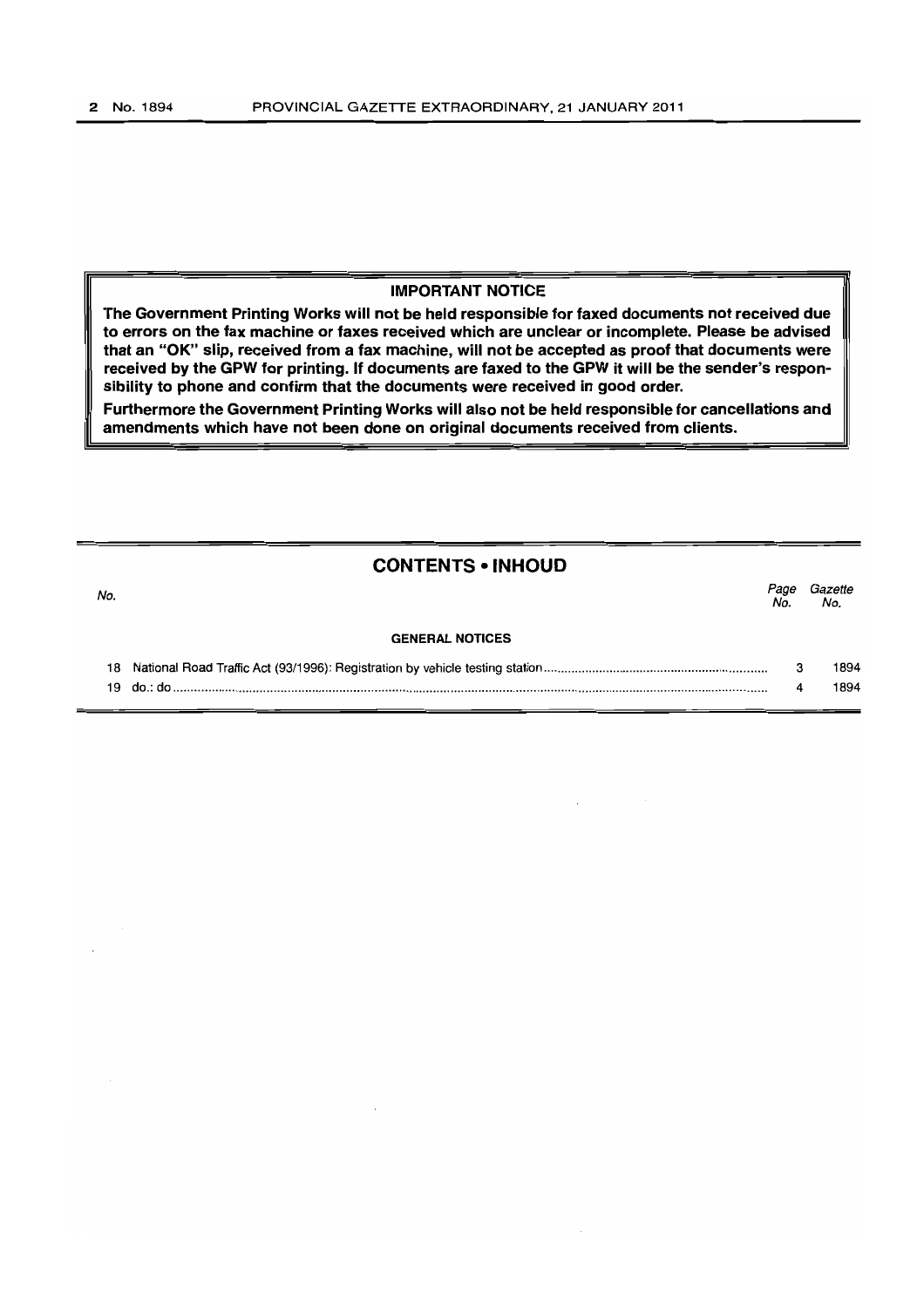## IMPORTANT NOTICE

**The Government Printing Works will not be held responsible for faxed documents not received due to errors on the fax machine or faxes received which are unclear or incomplete. Please be advised that an "OK" slip, received from a fax machine, will not be accepted as proof that documents were received by the GPW for printing. If documents are faxed to the GPW it will be the sender's responsibility to phone and confirm that the documents were received in good order.**

**Furthermore the Government Printing Works will also not be held responsible for cancellations and amendments which have not been done on original documents received from clients.**

## CONTENTS • INHOUD

| No. | | *Page No.* | *Gazette No.* |
|---|---|---|---|
| | **GENERAL NOTICES** | | |
| 18 | National Road Traffic Act (93/1996): Registration by vehicle testing station | 3 | 1894 |
| 19 | do.: do | 4 | 1894 |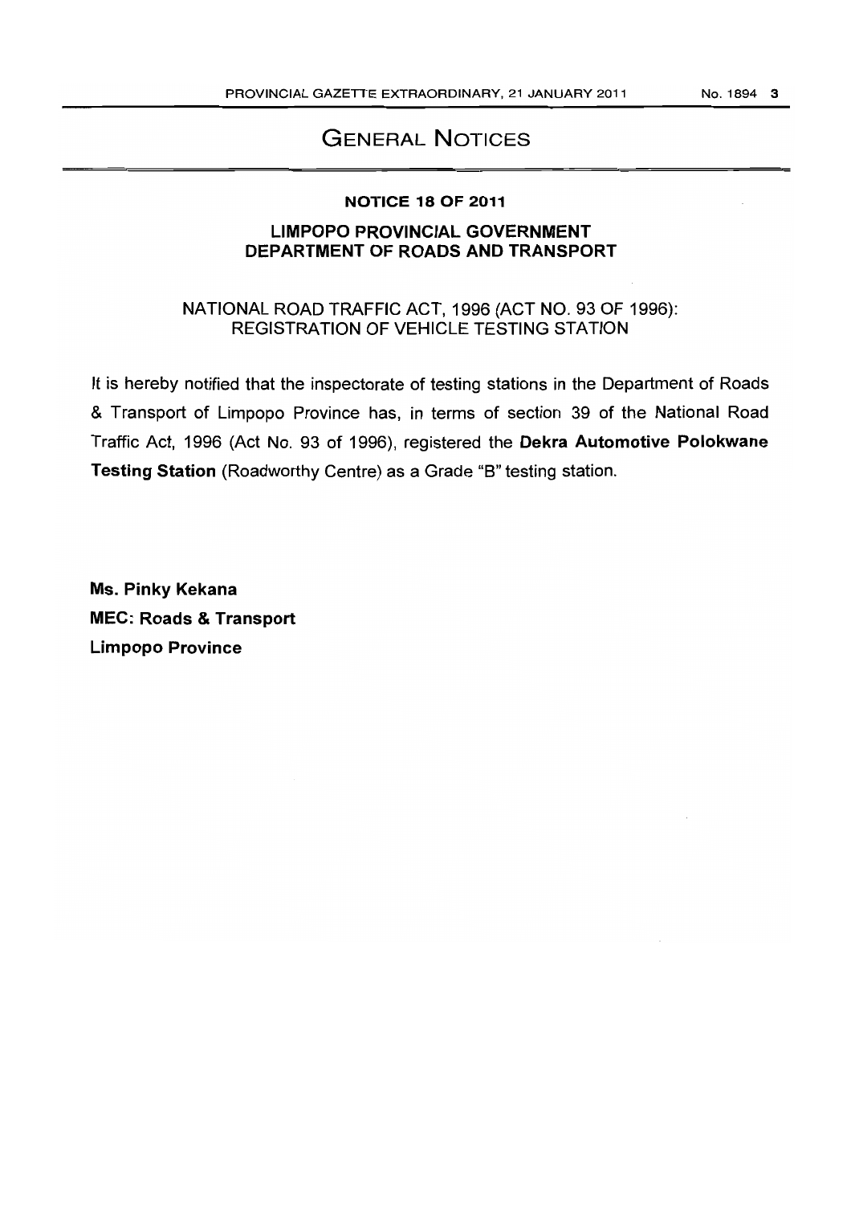# GENERAL NOTICES

## NOTICE 18 OF 2011

## LIMPOPO PROVINCIAL GOVERNMENT
## DEPARTMENT OF ROADS AND TRANSPORT

NATIONAL ROAD TRAFFIC ACT, 1996 (ACT NO. 93 OF 1996):
REGISTRATION OF VEHICLE TESTING STATION

It is hereby notified that the inspectorate of testing stations in the Department of Roads & Transport of Limpopo Province has, in terms of section 39 of the National Road Traffic Act, 1996 (Act No. 93 of 1996), registered the **Dekra Automotive Polokwane Testing Station** (Roadworthy Centre) as a Grade "B" testing station.

**Ms. Pinky Kekana**
**MEC: Roads & Transport**
**Limpopo Province**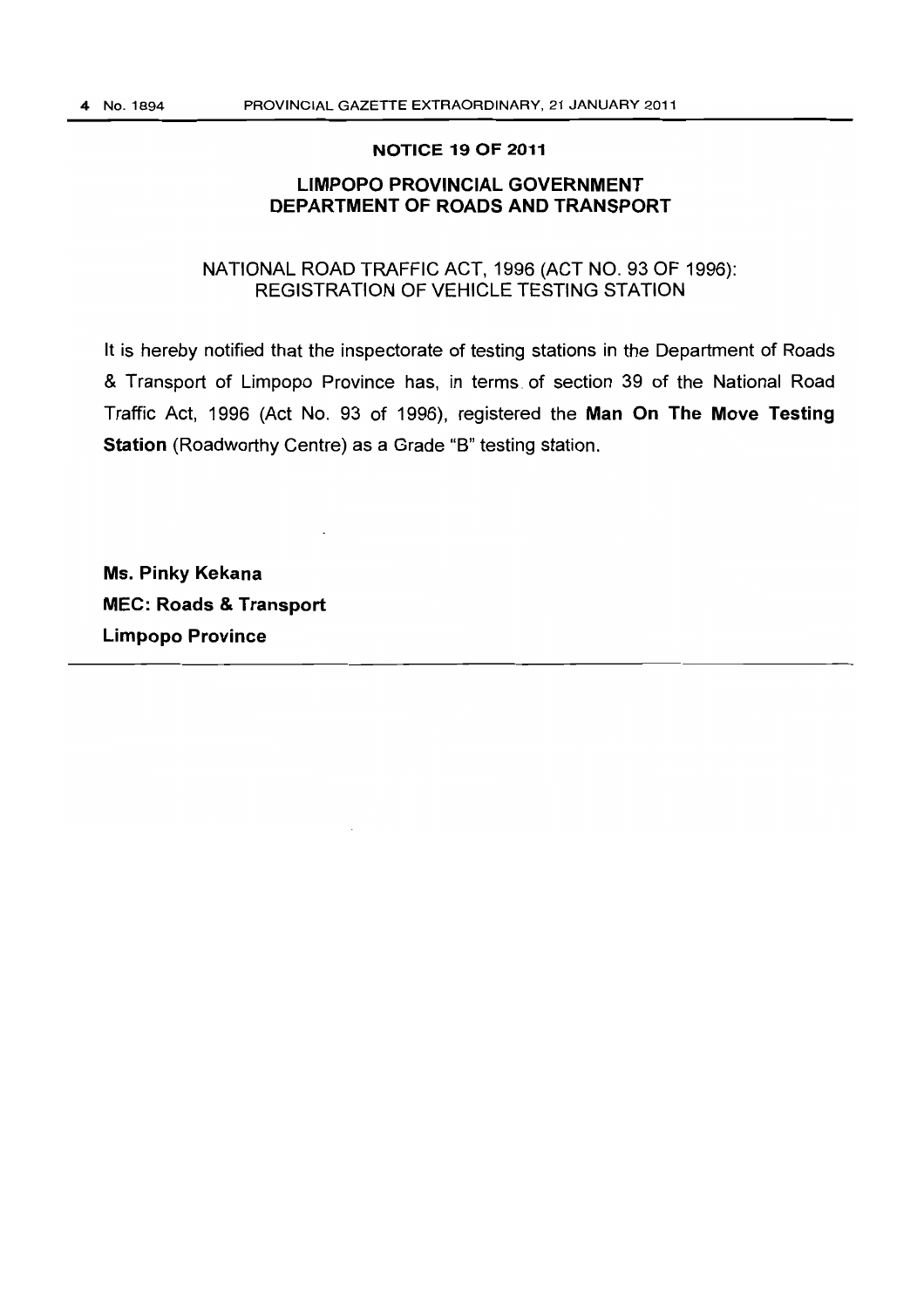## NOTICE 19 OF 2011

## LIMPOPO PROVINCIAL GOVERNMENT
## DEPARTMENT OF ROADS AND TRANSPORT

NATIONAL ROAD TRAFFIC ACT, 1996 (ACT NO. 93 OF 1996):
REGISTRATION OF VEHICLE TESTING STATION

It is hereby notified that the inspectorate of testing stations in the Department of Roads & Transport of Limpopo Province has, in terms of section 39 of the National Road Traffic Act, 1996 (Act No. 93 of 1996), registered the **Man On The Move Testing Station** (Roadworthy Centre) as a Grade "B" testing station.

**Ms. Pinky Kekana**
**MEC: Roads & Transport**
**Limpopo Province**